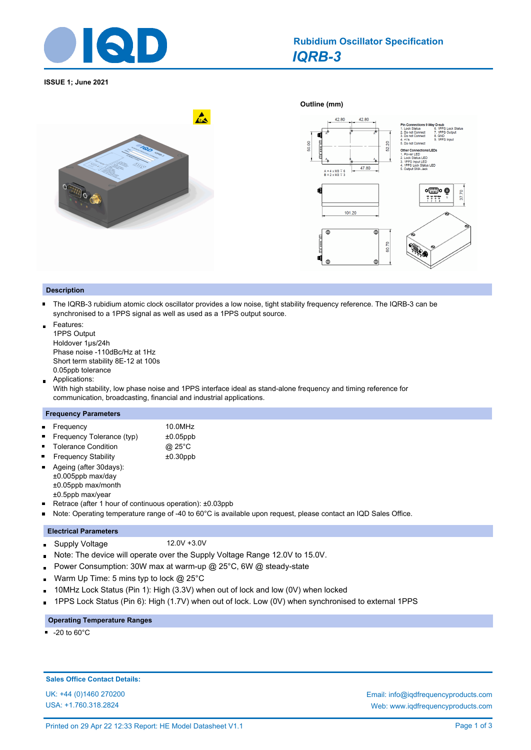# Rubidium Oscillator Specification

## *IQRB-3*

**ISSUE 1; June 2021**

**Outline (mm)**

Pin Connections 9 Way D-sub
1. Lock Status
2. Do not Connect
3. Do not Connect
4. +Vs
5. Do not Connect
6. 1PPS Lock Status
7. 1PPS Output
8. GND
9. 1PPS Input

Other Connections/LEDs
1. Power LED
2. Lock Status LED
3. 1PPS Input LED
4. 1PPS Lock Status LED
5. Output SMA Jack

A = 4 x M3 ⊽ 6
B = 2 x M3 ⊽ 3

## Description

- The IQRB-3 rubidium atomic clock oscillator provides a low noise, tight stability frequency reference. The IQRB-3 can be synchronised to a 1PPS signal as well as used as a 1PPS output source.
- Features:
  1PPS Output
  Holdover 1µs/24h
  Phase noise -110dBc/Hz at 1Hz
  Short term stability 8E-12 at 100s
  0.05ppb tolerance
- Applications:
  With high stability, low phase noise and 1PPS interface ideal as stand-alone frequency and timing reference for communication, broadcasting, financial and industrial applications.

## Frequency Parameters

- Frequency: 10.0MHz
- Frequency Tolerance (typ): ±0.05ppb
- Tolerance Condition: @ 25°C
- Frequency Stability: ±0.30ppb
- Ageing (after 30days):
  ±0.005ppb max/day
  ±0.05ppb max/month
  ±0.5ppb max/year
- Retrace (after 1 hour of continuous operation): ±0.03ppb
- Note: Operating temperature range of -40 to 60°C is available upon request, please contact an IQD Sales Office.

## Electrical Parameters

- Supply Voltage: 12.0V +3.0V
- Note: The device will operate over the Supply Voltage Range 12.0V to 15.0V.
- Power Consumption: 30W max at warm-up @ 25°C, 6W @ steady-state
- Warm Up Time: 5 mins typ to lock @ 25°C
- 10MHz Lock Status (Pin 1): High (3.3V) when out of lock and low (0V) when locked
- 1PPS Lock Status (Pin 6): High (1.7V) when out of lock. Low (0V) when synchronised to external 1PPS

## Operating Temperature Ranges

- -20 to 60°C

**Sales Office Contact Details:**

UK: +44 (0)1460 270200
USA: +1.760.318.2824

Email: info@iqdfrequencyproducts.com
Web: www.iqdfrequencyproducts.com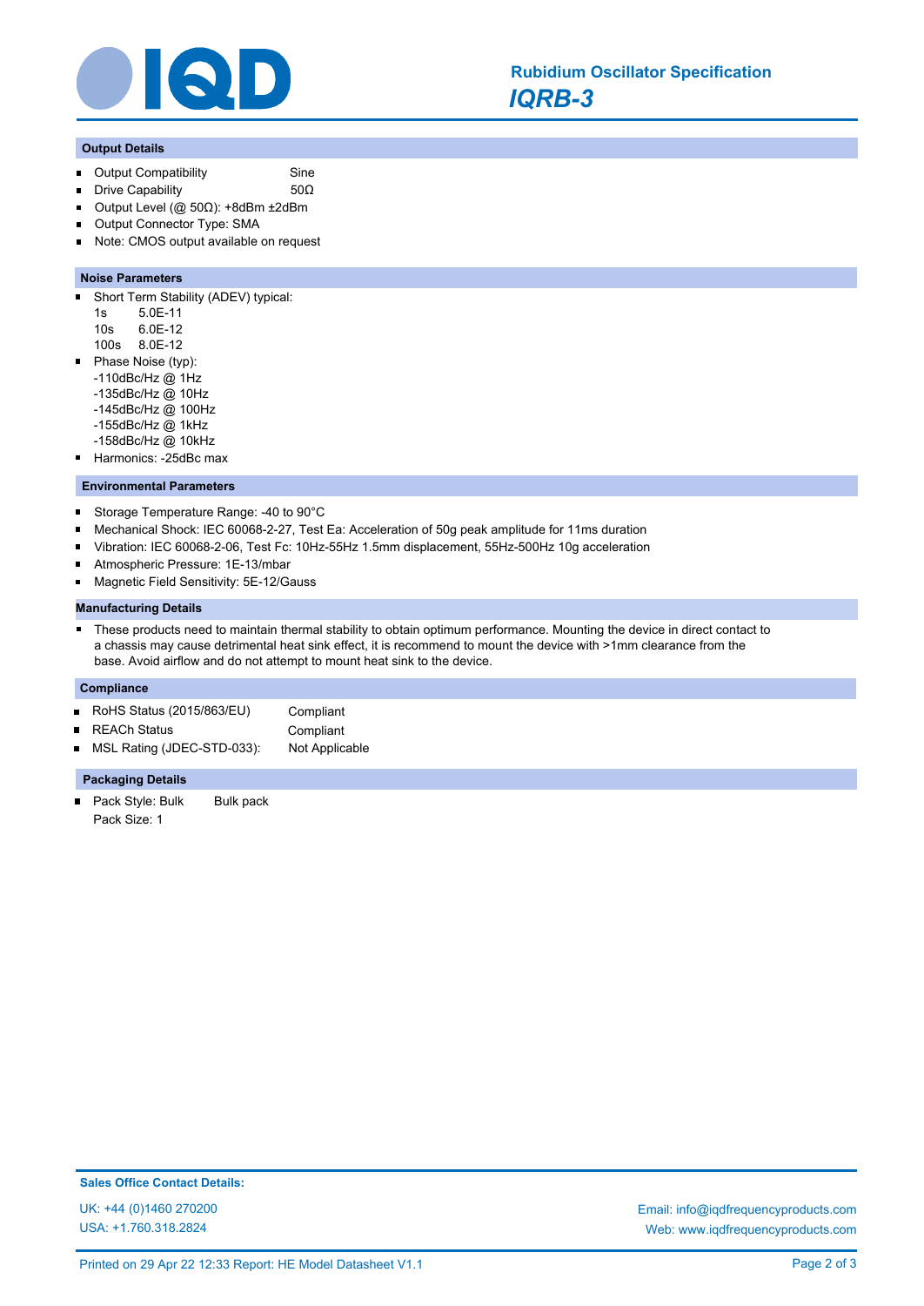## Output Details

- Output Compatibility: Sine
- Drive Capability: 50Ω
- Output Level (@ 50Ω): +8dBm ±2dBm
- Output Connector Type: SMA
- Note: CMOS output available on request

## Noise Parameters

- Short Term Stability (ADEV) typical:
  - 1s 5.0E-11
  - 10s 6.0E-12
  - 100s 8.0E-12
- Phase Noise (typ):
  - -110dBc/Hz @ 1Hz
  - -135dBc/Hz @ 10Hz
  - -145dBc/Hz @ 100Hz
  - -155dBc/Hz @ 1kHz
  - -158dBc/Hz @ 10kHz
- Harmonics: -25dBc max

## Environmental Parameters

- Storage Temperature Range: -40 to 90°C
- Mechanical Shock: IEC 60068-2-27, Test Ea: Acceleration of 50g peak amplitude for 11ms duration
- Vibration: IEC 60068-2-06, Test Fc: 10Hz-55Hz 1.5mm displacement, 55Hz-500Hz 10g acceleration
- Atmospheric Pressure: 1E-13/mbar
- Magnetic Field Sensitivity: 5E-12/Gauss

## Manufacturing Details

- These products need to maintain thermal stability to obtain optimum performance. Mounting the device in direct contact to a chassis may cause detrimental heat sink effect, it is recommend to mount the device with >1mm clearance from the base. Avoid airflow and do not attempt to mount heat sink to the device.

## Compliance

- RoHS Status (2015/863/EU): Compliant
- REACh Status: Compliant
- MSL Rating (JDEC-STD-033): Not Applicable

## Packaging Details

- Pack Style: Bulk — Bulk pack
  Pack Size: 1

**Sales Office Contact Details:**

UK: +44 (0)1460 270200
USA: +1.760.318.2824

Email: info@iqdfrequencyproducts.com
Web: www.iqdfrequencyproducts.com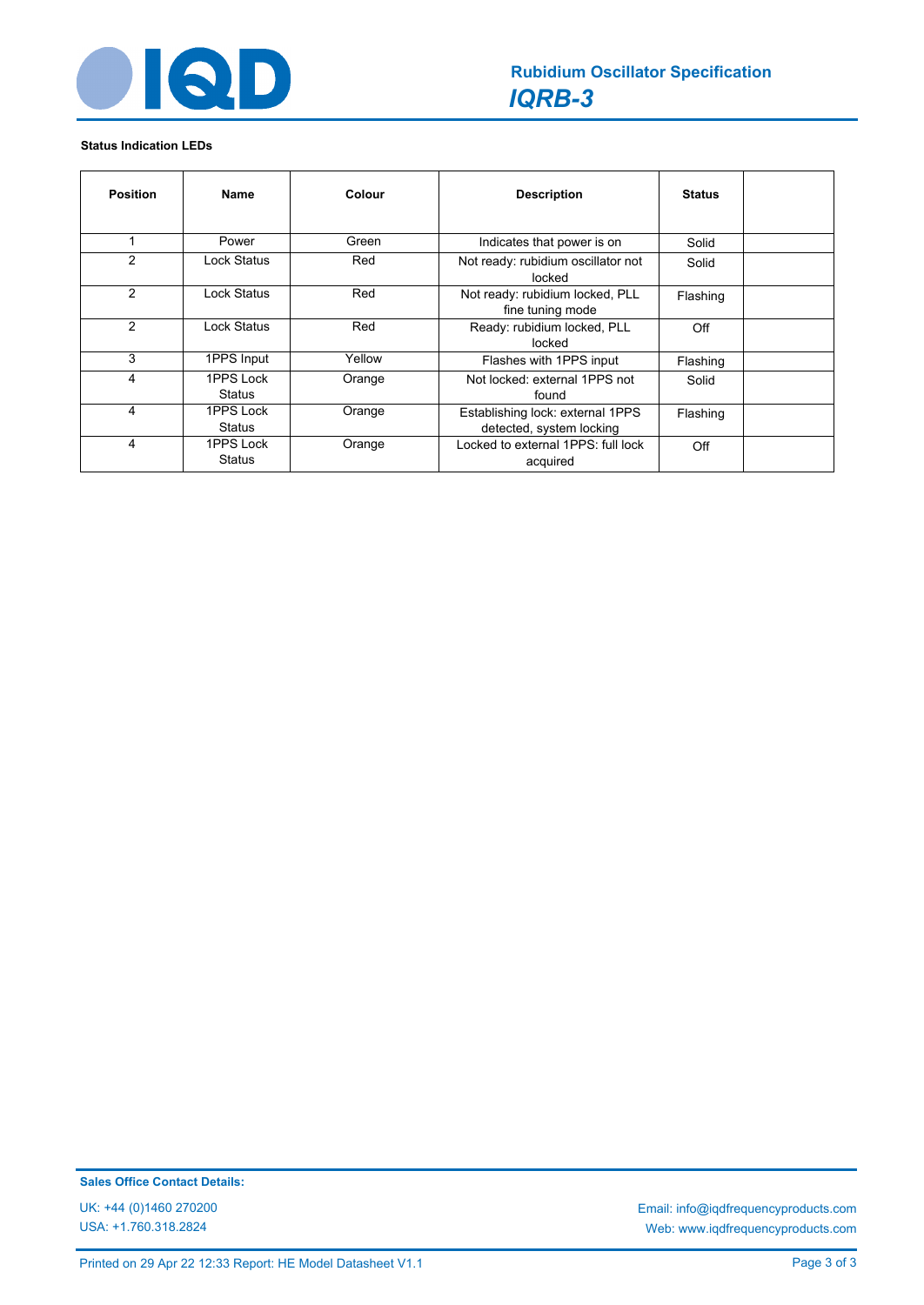**Status Indication LEDs**

| Position | Name | Colour | Description | Status | |
|---|---|---|---|---|---|
| 1 | Power | Green | Indicates that power is on | Solid | |
| 2 | Lock Status | Red | Not ready: rubidium oscillator not locked | Solid | |
| 2 | Lock Status | Red | Not ready: rubidium locked, PLL fine tuning mode | Flashing | |
| 2 | Lock Status | Red | Ready: rubidium locked, PLL locked | Off | |
| 3 | 1PPS Input | Yellow | Flashes with 1PPS input | Flashing | |
| 4 | 1PPS Lock Status | Orange | Not locked: external 1PPS not found | Solid | |
| 4 | 1PPS Lock Status | Orange | Establishing lock: external 1PPS detected, system locking | Flashing | |
| 4 | 1PPS Lock Status | Orange | Locked to external 1PPS: full lock acquired | Off | |

**Sales Office Contact Details:**

UK: +44 (0)1460 270200
USA: +1.760.318.2824

Email: info@iqdfrequencyproducts.com
Web: www.iqdfrequencyproducts.com